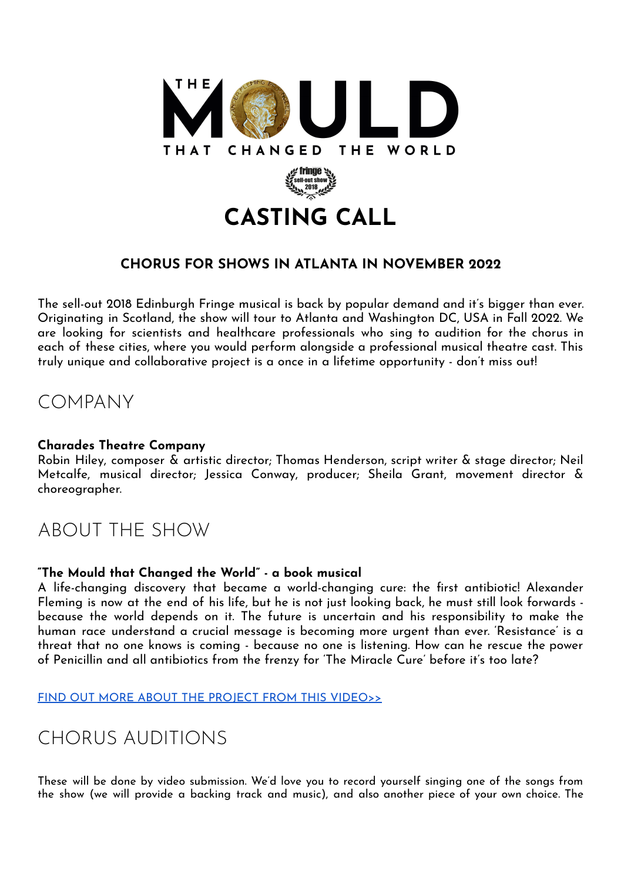# THE MOULD THAT CHANGED THE WORLD

# CASTING CALL

### CHORUS FOR SHOWS IN ATLANTA IN NOVEMBER 2022

The sell-out 2018 Edinburgh Fringe musical is back by popular demand and it's bigger than ever. Originating in Scotland, the show will tour to Atlanta and Washington DC, USA in Fall 2022. We are looking for scientists and healthcare professionals who sing to audition for the chorus in each of these cities, where you would perform alongside a professional musical theatre cast. This truly unique and collaborative project is a once in a lifetime opportunity - don't miss out!

## COMPANY

**Charades Theatre Company**
Robin Hiley, composer & artistic director; Thomas Henderson, script writer & stage director; Neil Metcalfe, musical director; Jessica Conway, producer; Sheila Grant, movement director & choreographer.

## ABOUT THE SHOW

**"The Mould that Changed the World" - a book musical**
A life-changing discovery that became a world-changing cure: the first antibiotic! Alexander Fleming is now at the end of his life, but he is not just looking back, he must still look forwards - because the world depends on it. The future is uncertain and his responsibility to make the human race understand a crucial message is becoming more urgent than ever. 'Resistance' is a threat that no one knows is coming - because no one is listening. How can he rescue the power of Penicillin and all antibiotics from the frenzy for 'The Miracle Cure' before it's too late?

FIND OUT MORE ABOUT THE PROJECT FROM THIS VIDEO>>

## CHORUS AUDITIONS

These will be done by video submission. We'd love you to record yourself singing one of the songs from the show (we will provide a backing track and music), and also another piece of your own choice. The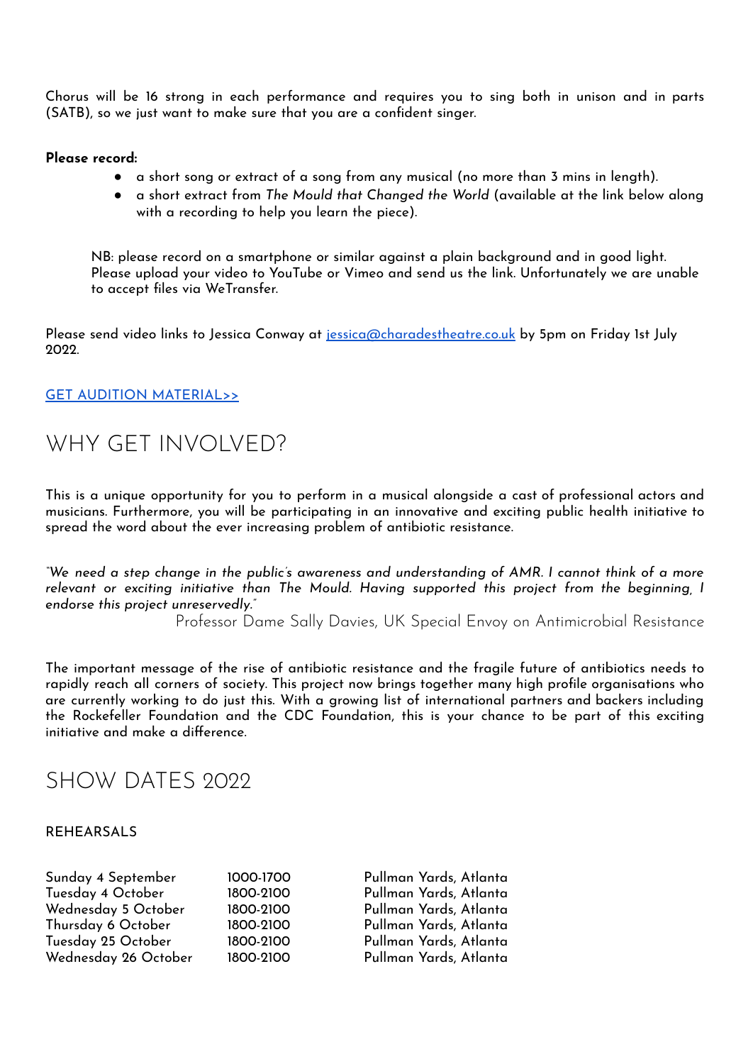Chorus will be 16 strong in each performance and requires you to sing both in unison and in parts (SATB), so we just want to make sure that you are a confident singer.

**Please record:**

- a short song or extract of a song from any musical (no more than 3 mins in length).
- a short extract from *The Mould that Changed the World* (available at the link below along with a recording to help you learn the piece).

NB: please record on a smartphone or similar against a plain background and in good light. Please upload your video to YouTube or Vimeo and send us the link. Unfortunately we are unable to accept files via WeTransfer.

Please send video links to Jessica Conway at [jessica@charadestheatre.co.uk](mailto:jessica@charadestheatre.co.uk) by 5pm on Friday 1st July 2022.

[GET AUDITION MATERIAL>>]()

## WHY GET INVOLVED?

This is a unique opportunity for you to perform in a musical alongside a cast of professional actors and musicians. Furthermore, you will be participating in an innovative and exciting public health initiative to spread the word about the ever increasing problem of antibiotic resistance.

*"We need a step change in the public's awareness and understanding of AMR. I cannot think of a more relevant or exciting initiative than The Mould. Having supported this project from the beginning, I endorse this project unreservedly."*

Professor Dame Sally Davies, UK Special Envoy on Antimicrobial Resistance

The important message of the rise of antibiotic resistance and the fragile future of antibiotics needs to rapidly reach all corners of society. This project now brings together many high profile organisations who are currently working to do just this. With a growing list of international partners and backers including the Rockefeller Foundation and the CDC Foundation, this is your chance to be part of this exciting initiative and make a difference.

## SHOW DATES 2022

### REHEARSALS

| | | |
|---|---|---|
| Sunday 4 September | 1000-1700 | Pullman Yards, Atlanta |
| Tuesday 4 October | 1800-2100 | Pullman Yards, Atlanta |
| Wednesday 5 October | 1800-2100 | Pullman Yards, Atlanta |
| Thursday 6 October | 1800-2100 | Pullman Yards, Atlanta |
| Tuesday 25 October | 1800-2100 | Pullman Yards, Atlanta |
| Wednesday 26 October | 1800-2100 | Pullman Yards, Atlanta |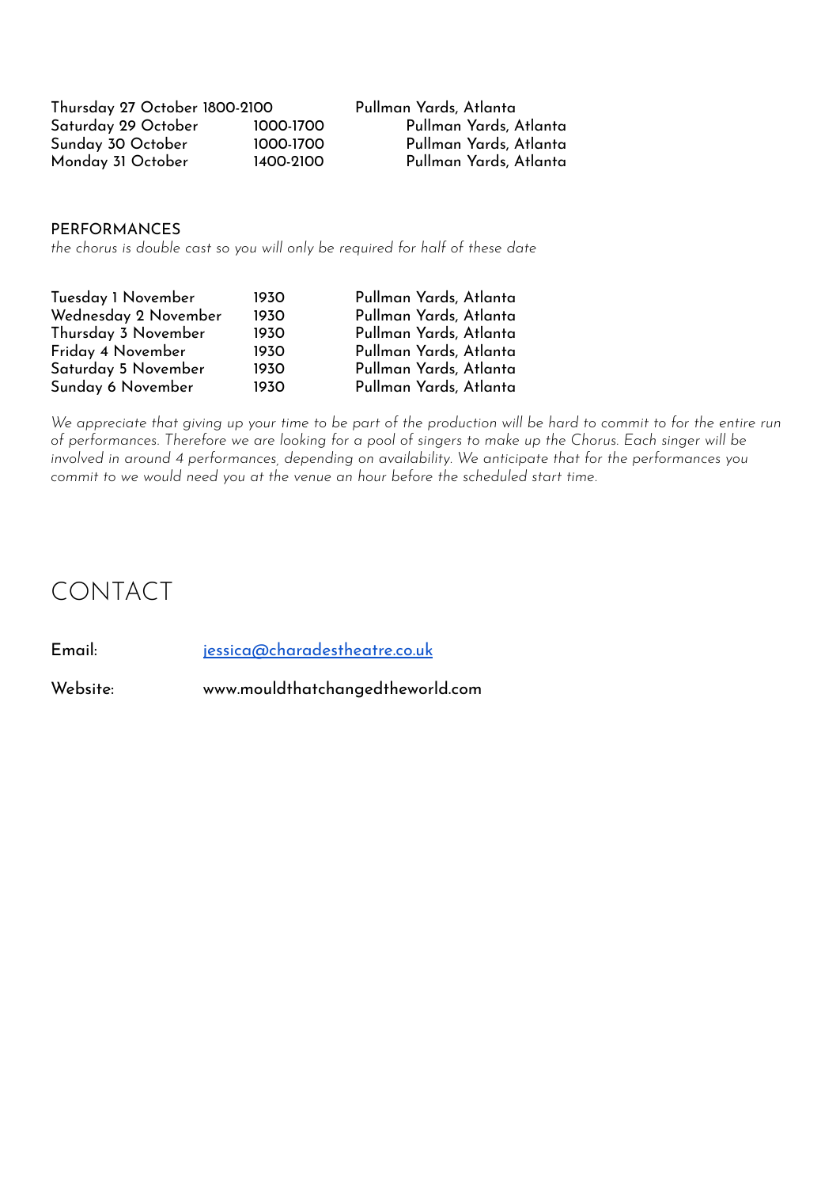| | | |
|---|---|---|
| Thursday 27 October | 1800-2100 | Pullman Yards, Atlanta |
| Saturday 29 October | 1000-1700 | Pullman Yards, Atlanta |
| Sunday 30 October | 1000-1700 | Pullman Yards, Atlanta |
| Monday 31 October | 1400-2100 | Pullman Yards, Atlanta |

## PERFORMANCES

*the chorus is double cast so you will only be required for half of these date*

| | | |
|---|---|---|
| Tuesday 1 November | 1930 | Pullman Yards, Atlanta |
| Wednesday 2 November | 1930 | Pullman Yards, Atlanta |
| Thursday 3 November | 1930 | Pullman Yards, Atlanta |
| Friday 4 November | 1930 | Pullman Yards, Atlanta |
| Saturday 5 November | 1930 | Pullman Yards, Atlanta |
| Sunday 6 November | 1930 | Pullman Yards, Atlanta |

*We appreciate that giving up your time to be part of the production will be hard to commit to for the entire run of performances. Therefore we are looking for a pool of singers to make up the Chorus. Each singer will be involved in around 4 performances, depending on availability. We anticipate that for the performances you commit to we would need you at the venue an hour before the scheduled start time.*

# CONTACT

Email: jessica@charadestheatre.co.uk

Website: www.mouldthatchangedtheworld.com